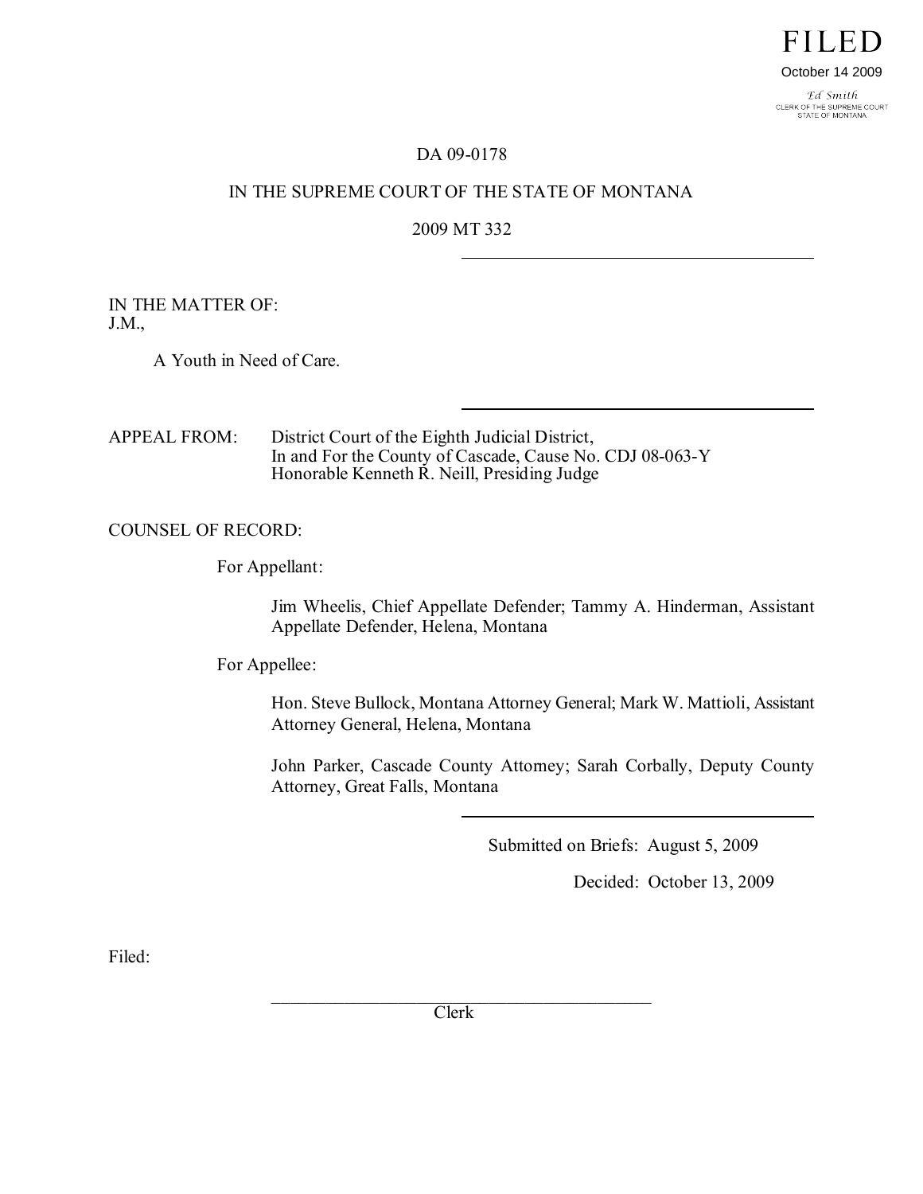FILED

October 14 2009

Ed Smith
CLERK OF THE SUPREME COURT
STATE OF MONTANA

DA 09-0178

IN THE SUPREME COURT OF THE STATE OF MONTANA

2009 MT 332

---

IN THE MATTER OF:
J.M.,

A Youth in Need of Care.

---

APPEAL FROM: District Court of the Eighth Judicial District,
In and For the County of Cascade, Cause No. CDJ 08-063-Y
Honorable Kenneth R. Neill, Presiding Judge

COUNSEL OF RECORD:

For Appellant:

Jim Wheelis, Chief Appellate Defender; Tammy A. Hinderman, Assistant Appellate Defender, Helena, Montana

For Appellee:

Hon. Steve Bullock, Montana Attorney General; Mark W. Mattioli, Assistant Attorney General, Helena, Montana

John Parker, Cascade County Attorney; Sarah Corbally, Deputy County Attorney, Great Falls, Montana

---

Submitted on Briefs: August 5, 2009

Decided: October 13, 2009

Filed:

\_\_\_\_\_\_\_\_\_\_\_\_\_\_\_\_\_\_\_\_\_\_\_\_\_\_\_\_\_\_\_\_\_\_\_\_\_\_\_\_\_\_\_\_\_\_
Clerk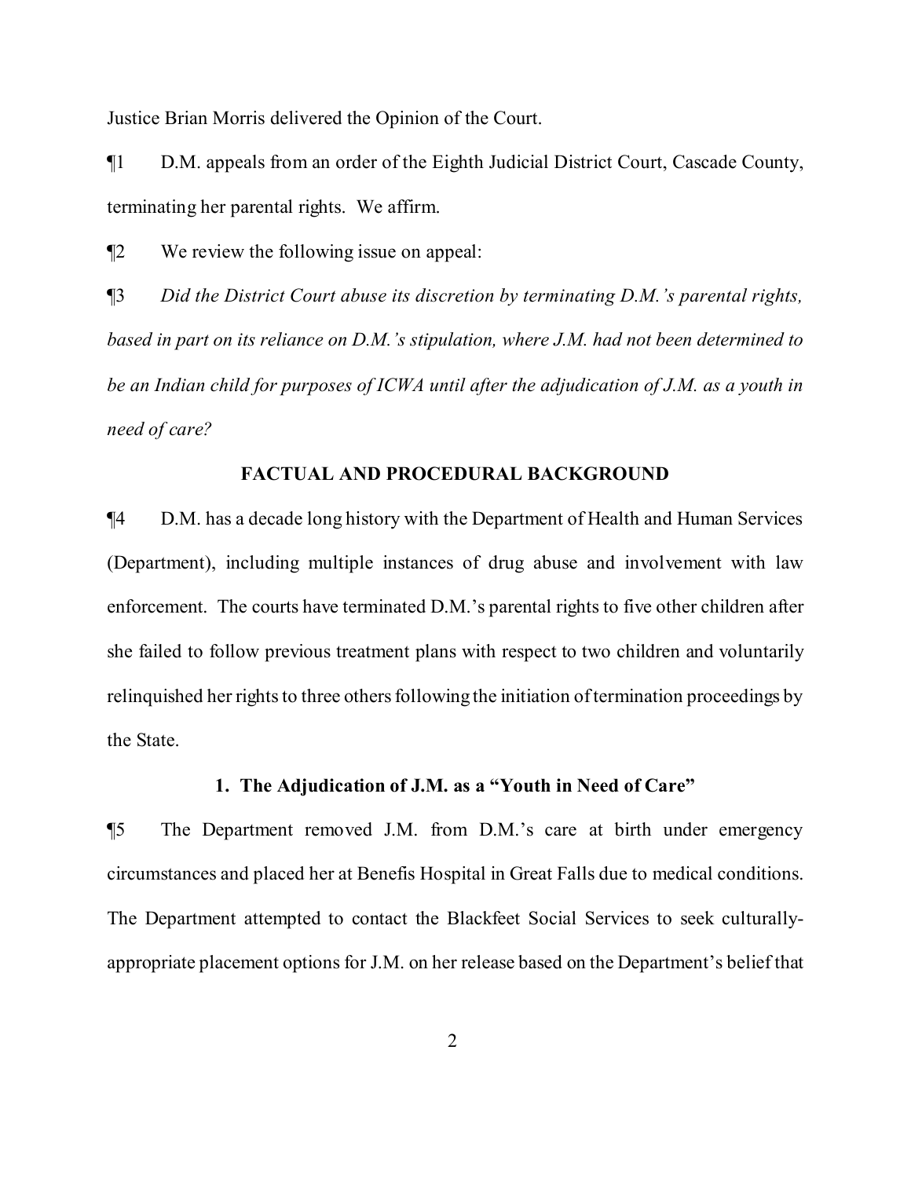Justice Brian Morris delivered the Opinion of the Court.

¶1 D.M. appeals from an order of the Eighth Judicial District Court, Cascade County, terminating her parental rights. We affirm.

¶2 We review the following issue on appeal:

¶3 *Did the District Court abuse its discretion by terminating D.M.'s parental rights, based in part on its reliance on D.M.'s stipulation, where J.M. had not been determined to be an Indian child for purposes of ICWA until after the adjudication of J.M. as a youth in need of care?*

## FACTUAL AND PROCEDURAL BACKGROUND

¶4 D.M. has a decade long history with the Department of Health and Human Services (Department), including multiple instances of drug abuse and involvement with law enforcement. The courts have terminated D.M.'s parental rights to five other children after she failed to follow previous treatment plans with respect to two children and voluntarily relinquished her rights to three others following the initiation of termination proceedings by the State.

### 1. The Adjudication of J.M. as a "Youth in Need of Care"

¶5 The Department removed J.M. from D.M.'s care at birth under emergency circumstances and placed her at Benefis Hospital in Great Falls due to medical conditions. The Department attempted to contact the Blackfeet Social Services to seek culturally-appropriate placement options for J.M. on her release based on the Department's belief that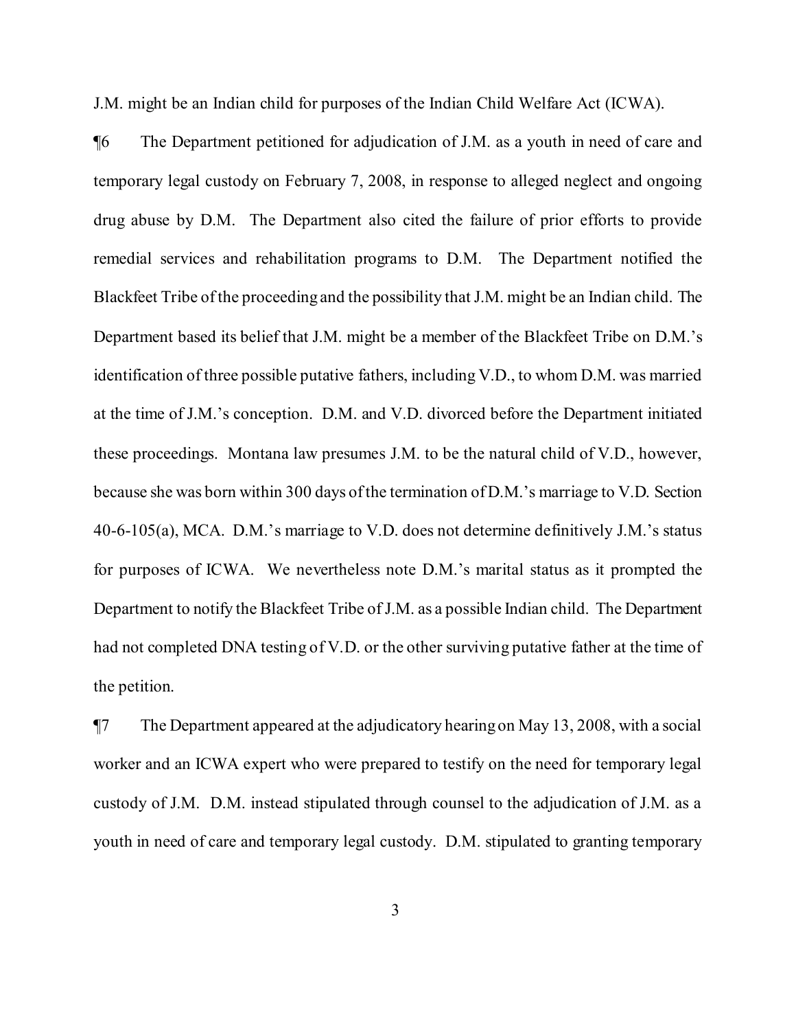J.M. might be an Indian child for purposes of the Indian Child Welfare Act (ICWA).

¶6 The Department petitioned for adjudication of J.M. as a youth in need of care and temporary legal custody on February 7, 2008, in response to alleged neglect and ongoing drug abuse by D.M. The Department also cited the failure of prior efforts to provide remedial services and rehabilitation programs to D.M. The Department notified the Blackfeet Tribe of the proceeding and the possibility that J.M. might be an Indian child. The Department based its belief that J.M. might be a member of the Blackfeet Tribe on D.M.'s identification of three possible putative fathers, including V.D., to whom D.M. was married at the time of J.M.'s conception. D.M. and V.D. divorced before the Department initiated these proceedings. Montana law presumes J.M. to be the natural child of V.D., however, because she was born within 300 days of the termination of D.M.'s marriage to V.D. Section 40-6-105(a), MCA. D.M.'s marriage to V.D. does not determine definitively J.M.'s status for purposes of ICWA. We nevertheless note D.M.'s marital status as it prompted the Department to notify the Blackfeet Tribe of J.M. as a possible Indian child. The Department had not completed DNA testing of V.D. or the other surviving putative father at the time of the petition.

¶7 The Department appeared at the adjudicatory hearing on May 13, 2008, with a social worker and an ICWA expert who were prepared to testify on the need for temporary legal custody of J.M. D.M. instead stipulated through counsel to the adjudication of J.M. as a youth in need of care and temporary legal custody. D.M. stipulated to granting temporary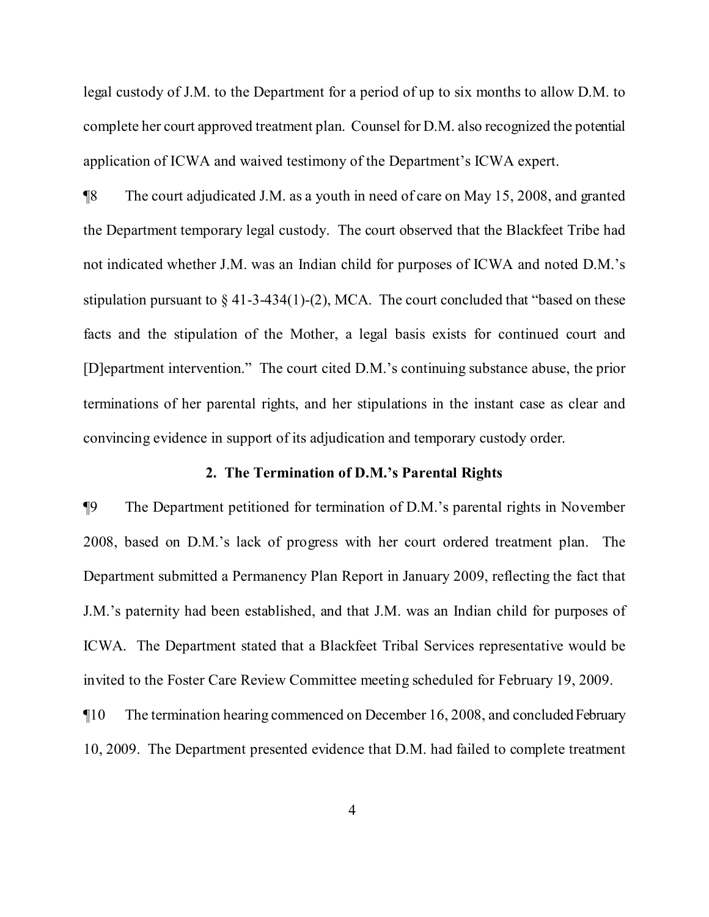legal custody of J.M. to the Department for a period of up to six months to allow D.M. to complete her court approved treatment plan. Counsel for D.M. also recognized the potential application of ICWA and waived testimony of the Department's ICWA expert.

¶8 The court adjudicated J.M. as a youth in need of care on May 15, 2008, and granted the Department temporary legal custody. The court observed that the Blackfeet Tribe had not indicated whether J.M. was an Indian child for purposes of ICWA and noted D.M.'s stipulation pursuant to § 41-3-434(1)-(2), MCA. The court concluded that "based on these facts and the stipulation of the Mother, a legal basis exists for continued court and [D]epartment intervention." The court cited D.M.'s continuing substance abuse, the prior terminations of her parental rights, and her stipulations in the instant case as clear and convincing evidence in support of its adjudication and temporary custody order.

### 2. The Termination of D.M.'s Parental Rights

¶9 The Department petitioned for termination of D.M.'s parental rights in November 2008, based on D.M.'s lack of progress with her court ordered treatment plan. The Department submitted a Permanency Plan Report in January 2009, reflecting the fact that J.M.'s paternity had been established, and that J.M. was an Indian child for purposes of ICWA. The Department stated that a Blackfeet Tribal Services representative would be invited to the Foster Care Review Committee meeting scheduled for February 19, 2009.

¶10 The termination hearing commenced on December 16, 2008, and concluded February 10, 2009. The Department presented evidence that D.M. had failed to complete treatment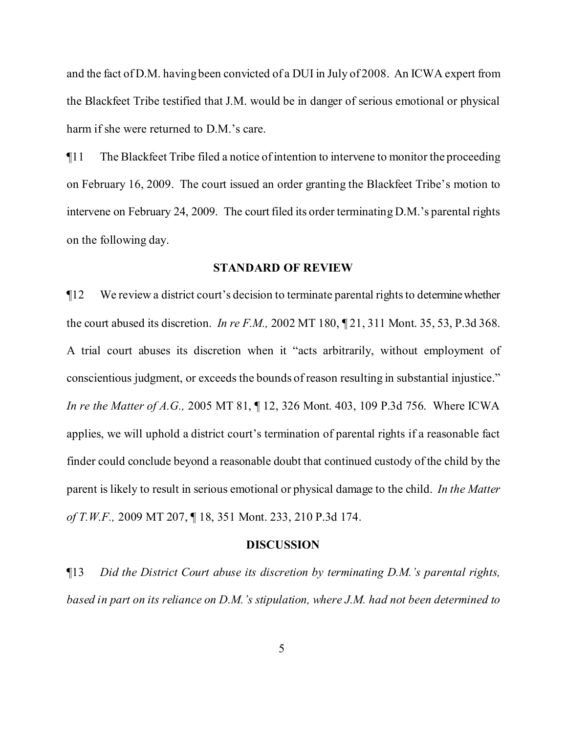and the fact of D.M. having been convicted of a DUI in July of 2008. An ICWA expert from the Blackfeet Tribe testified that J.M. would be in danger of serious emotional or physical harm if she were returned to D.M.'s care.

¶11 The Blackfeet Tribe filed a notice of intention to intervene to monitor the proceeding on February 16, 2009. The court issued an order granting the Blackfeet Tribe's motion to intervene on February 24, 2009. The court filed its order terminating D.M.'s parental rights on the following day.

## STANDARD OF REVIEW

¶12 We review a district court's decision to terminate parental rights to determine whether the court abused its discretion. *In re F.M.,* 2002 MT 180, ¶ 21, 311 Mont. 35, 53, P.3d 368. A trial court abuses its discretion when it "acts arbitrarily, without employment of conscientious judgment, or exceeds the bounds of reason resulting in substantial injustice." *In re the Matter of A.G.,* 2005 MT 81, ¶ 12, 326 Mont. 403, 109 P.3d 756. Where ICWA applies, we will uphold a district court's termination of parental rights if a reasonable fact finder could conclude beyond a reasonable doubt that continued custody of the child by the parent is likely to result in serious emotional or physical damage to the child. *In the Matter of T.W.F.,* 2009 MT 207, ¶ 18, 351 Mont. 233, 210 P.3d 174.

## DISCUSSION

¶13 *Did the District Court abuse its discretion by terminating D.M.'s parental rights, based in part on its reliance on D.M.'s stipulation, where J.M. had not been determined to*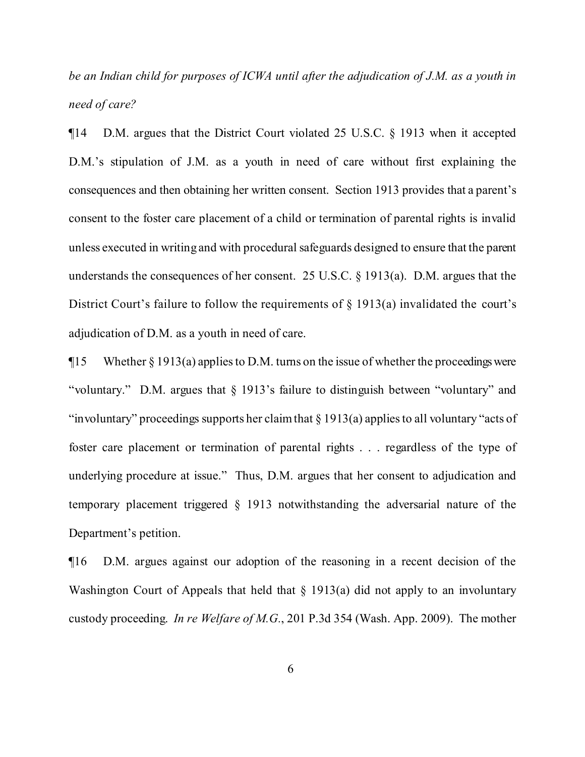*be an Indian child for purposes of ICWA until after the adjudication of J.M. as a youth in need of care?*

¶14 D.M. argues that the District Court violated 25 U.S.C. § 1913 when it accepted D.M.'s stipulation of J.M. as a youth in need of care without first explaining the consequences and then obtaining her written consent. Section 1913 provides that a parent's consent to the foster care placement of a child or termination of parental rights is invalid unless executed in writing and with procedural safeguards designed to ensure that the parent understands the consequences of her consent. 25 U.S.C. § 1913(a). D.M. argues that the District Court's failure to follow the requirements of § 1913(a) invalidated the court's adjudication of D.M. as a youth in need of care.

¶15 Whether § 1913(a) applies to D.M. turns on the issue of whether the proceedings were "voluntary." D.M. argues that § 1913's failure to distinguish between "voluntary" and "involuntary" proceedings supports her claim that § 1913(a) applies to all voluntary "acts of foster care placement or termination of parental rights . . . regardless of the type of underlying procedure at issue." Thus, D.M. argues that her consent to adjudication and temporary placement triggered § 1913 notwithstanding the adversarial nature of the Department's petition.

¶16 D.M. argues against our adoption of the reasoning in a recent decision of the Washington Court of Appeals that held that § 1913(a) did not apply to an involuntary custody proceeding. *In re Welfare of M.G.*, 201 P.3d 354 (Wash. App. 2009). The mother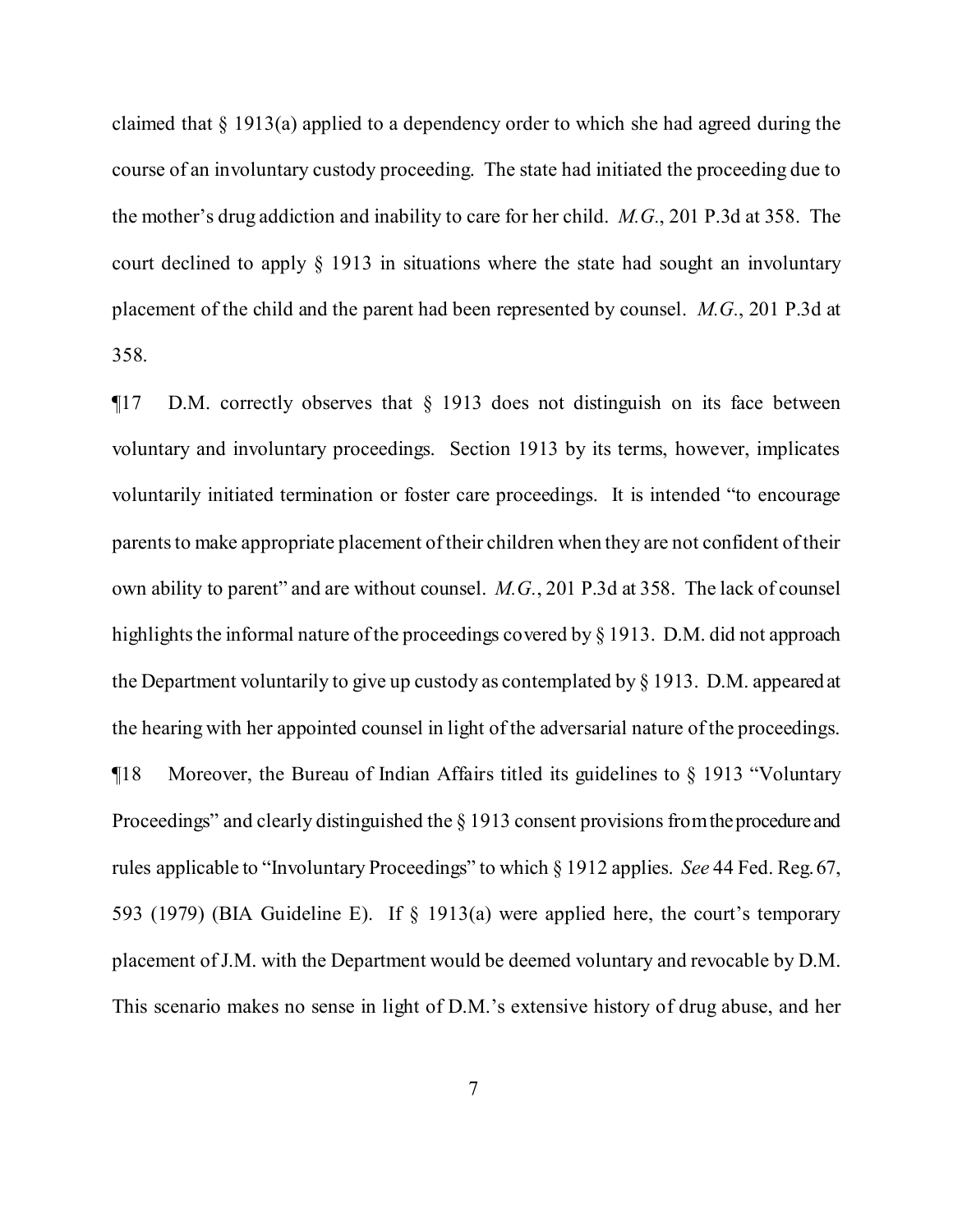claimed that § 1913(a) applied to a dependency order to which she had agreed during the course of an involuntary custody proceeding. The state had initiated the proceeding due to the mother's drug addiction and inability to care for her child. *M.G.*, 201 P.3d at 358. The court declined to apply § 1913 in situations where the state had sought an involuntary placement of the child and the parent had been represented by counsel. *M.G.*, 201 P.3d at 358.

¶17 D.M. correctly observes that § 1913 does not distinguish on its face between voluntary and involuntary proceedings. Section 1913 by its terms, however, implicates voluntarily initiated termination or foster care proceedings. It is intended "to encourage parents to make appropriate placement of their children when they are not confident of their own ability to parent" and are without counsel. *M.G.*, 201 P.3d at 358. The lack of counsel highlights the informal nature of the proceedings covered by § 1913. D.M. did not approach the Department voluntarily to give up custody as contemplated by § 1913. D.M. appeared at the hearing with her appointed counsel in light of the adversarial nature of the proceedings.

¶18 Moreover, the Bureau of Indian Affairs titled its guidelines to § 1913 "Voluntary Proceedings" and clearly distinguished the § 1913 consent provisions from the procedure and rules applicable to "Involuntary Proceedings" to which § 1912 applies. *See* 44 Fed. Reg. 67, 593 (1979) (BIA Guideline E). If § 1913(a) were applied here, the court's temporary placement of J.M. with the Department would be deemed voluntary and revocable by D.M. This scenario makes no sense in light of D.M.'s extensive history of drug abuse, and her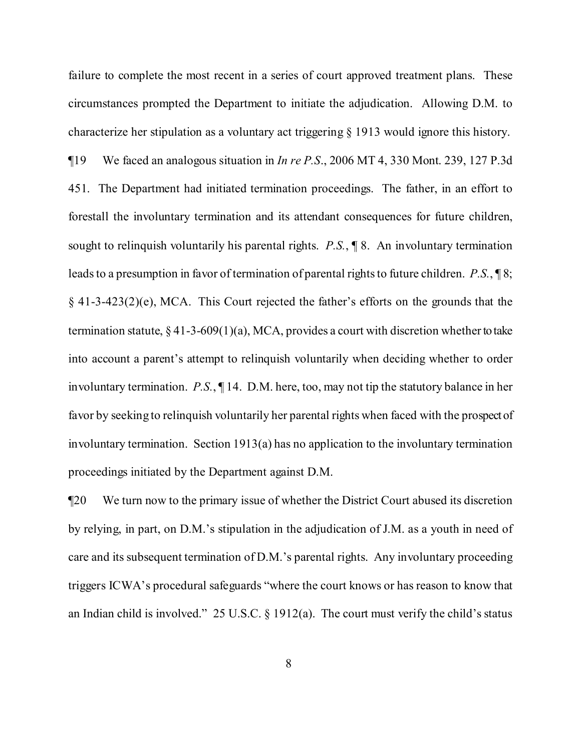failure to complete the most recent in a series of court approved treatment plans. These circumstances prompted the Department to initiate the adjudication. Allowing D.M. to characterize her stipulation as a voluntary act triggering § 1913 would ignore this history.

¶19 We faced an analogous situation in *In re P.S.*, 2006 MT 4, 330 Mont. 239, 127 P.3d 451. The Department had initiated termination proceedings. The father, in an effort to forestall the involuntary termination and its attendant consequences for future children, sought to relinquish voluntarily his parental rights. *P.S.*, ¶ 8. An involuntary termination leads to a presumption in favor of termination of parental rights to future children. *P.S.*, ¶ 8; § 41-3-423(2)(e), MCA. This Court rejected the father's efforts on the grounds that the termination statute, § 41-3-609(1)(a), MCA, provides a court with discretion whether to take into account a parent's attempt to relinquish voluntarily when deciding whether to order involuntary termination. *P.S.*, ¶ 14. D.M. here, too, may not tip the statutory balance in her favor by seeking to relinquish voluntarily her parental rights when faced with the prospect of involuntary termination. Section 1913(a) has no application to the involuntary termination proceedings initiated by the Department against D.M.

¶20 We turn now to the primary issue of whether the District Court abused its discretion by relying, in part, on D.M.'s stipulation in the adjudication of J.M. as a youth in need of care and its subsequent termination of D.M.'s parental rights. Any involuntary proceeding triggers ICWA's procedural safeguards "where the court knows or has reason to know that an Indian child is involved." 25 U.S.C. § 1912(a). The court must verify the child's status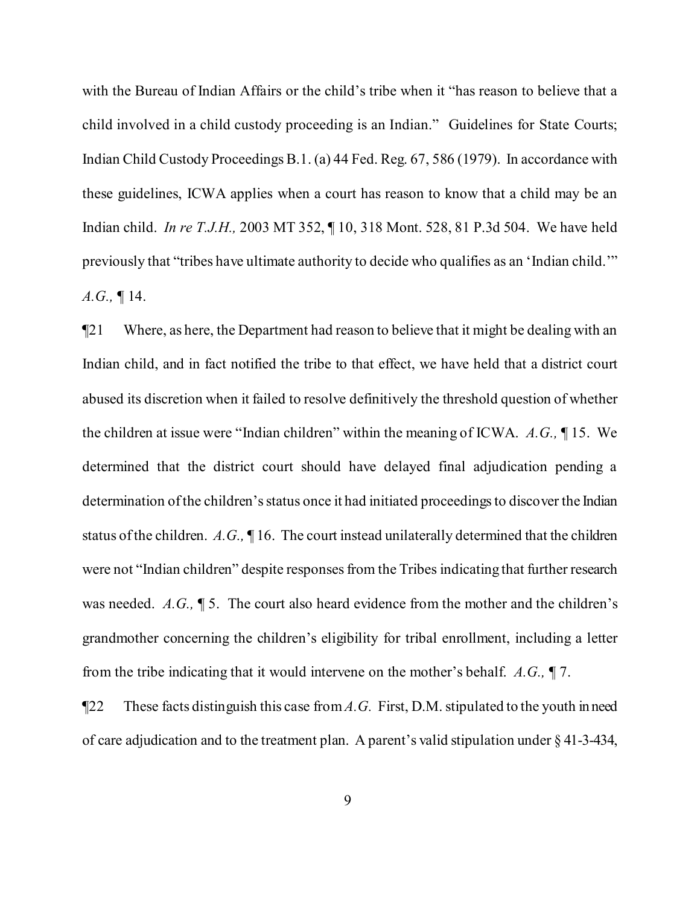with the Bureau of Indian Affairs or the child's tribe when it "has reason to believe that a child involved in a child custody proceeding is an Indian." Guidelines for State Courts; Indian Child Custody Proceedings B.1. (a) 44 Fed. Reg. 67, 586 (1979). In accordance with these guidelines, ICWA applies when a court has reason to know that a child may be an Indian child. *In re T.J.H.,* 2003 MT 352, ¶ 10, 318 Mont. 528, 81 P.3d 504. We have held previously that "tribes have ultimate authority to decide who qualifies as an 'Indian child.'" *A.G.,* ¶ 14.

¶21 Where, as here, the Department had reason to believe that it might be dealing with an Indian child, and in fact notified the tribe to that effect, we have held that a district court abused its discretion when it failed to resolve definitively the threshold question of whether the children at issue were "Indian children" within the meaning of ICWA. *A.G.,* ¶ 15. We determined that the district court should have delayed final adjudication pending a determination of the children's status once it had initiated proceedings to discover the Indian status of the children. *A.G.,* ¶ 16. The court instead unilaterally determined that the children were not "Indian children" despite responses from the Tribes indicating that further research was needed. *A.G.,* ¶ 5. The court also heard evidence from the mother and the children's grandmother concerning the children's eligibility for tribal enrollment, including a letter from the tribe indicating that it would intervene on the mother's behalf. *A.G.,* ¶ 7.

¶22 These facts distinguish this case from *A.G.* First, D.M. stipulated to the youth in need of care adjudication and to the treatment plan. A parent's valid stipulation under § 41-3-434,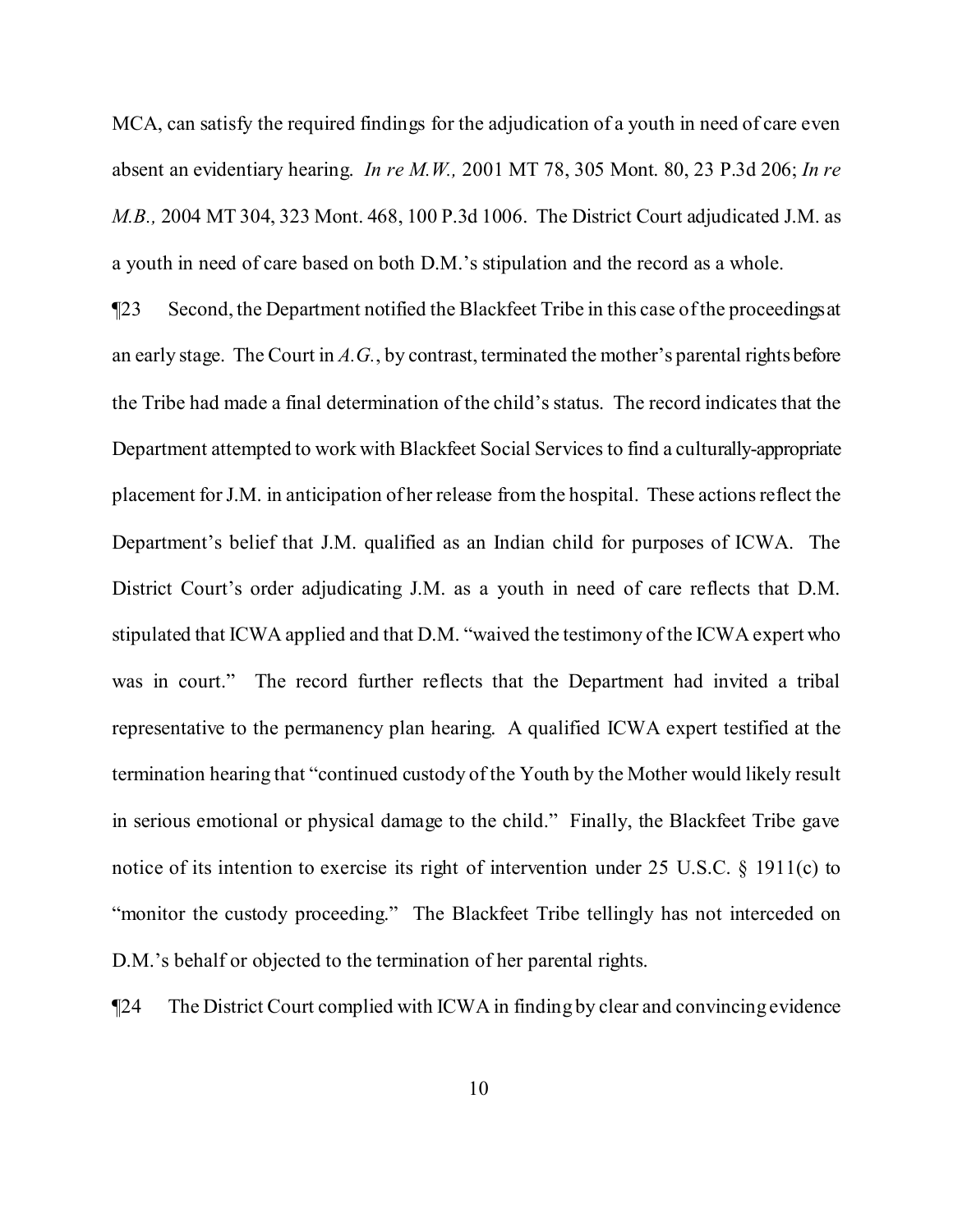MCA, can satisfy the required findings for the adjudication of a youth in need of care even absent an evidentiary hearing. *In re M.W.,* 2001 MT 78, 305 Mont. 80, 23 P.3d 206; *In re M.B.,* 2004 MT 304, 323 Mont. 468, 100 P.3d 1006. The District Court adjudicated J.M. as a youth in need of care based on both D.M.'s stipulation and the record as a whole.

¶23 Second, the Department notified the Blackfeet Tribe in this case of the proceedings at an early stage. The Court in *A.G.*, by contrast, terminated the mother's parental rights before the Tribe had made a final determination of the child's status. The record indicates that the Department attempted to work with Blackfeet Social Services to find a culturally-appropriate placement for J.M. in anticipation of her release from the hospital. These actions reflect the Department's belief that J.M. qualified as an Indian child for purposes of ICWA. The District Court's order adjudicating J.M. as a youth in need of care reflects that D.M. stipulated that ICWA applied and that D.M. "waived the testimony of the ICWA expert who was in court." The record further reflects that the Department had invited a tribal representative to the permanency plan hearing. A qualified ICWA expert testified at the termination hearing that "continued custody of the Youth by the Mother would likely result in serious emotional or physical damage to the child." Finally, the Blackfeet Tribe gave notice of its intention to exercise its right of intervention under 25 U.S.C. § 1911(c) to "monitor the custody proceeding." The Blackfeet Tribe tellingly has not interceded on D.M.'s behalf or objected to the termination of her parental rights.

¶24 The District Court complied with ICWA in finding by clear and convincing evidence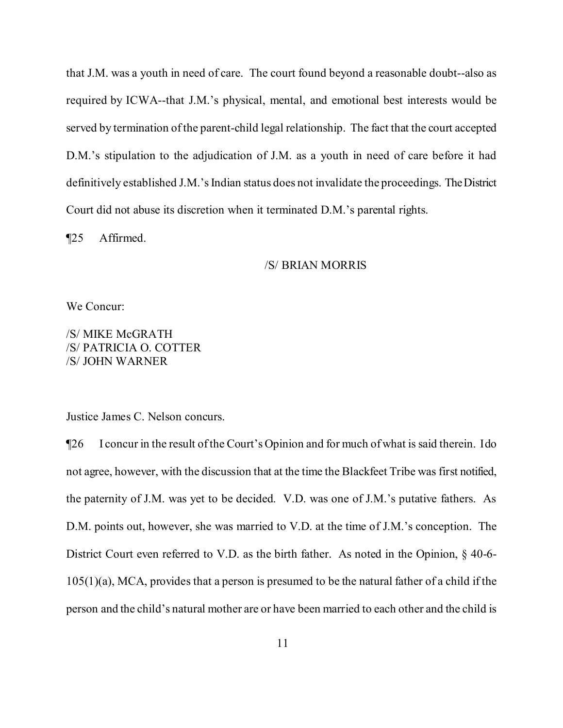that J.M. was a youth in need of care. The court found beyond a reasonable doubt--also as required by ICWA--that J.M.'s physical, mental, and emotional best interests would be served by termination of the parent-child legal relationship. The fact that the court accepted D.M.'s stipulation to the adjudication of J.M. as a youth in need of care before it had definitively established J.M.'s Indian status does not invalidate the proceedings. The District Court did not abuse its discretion when it terminated D.M.'s parental rights.

¶25 Affirmed.

/S/ BRIAN MORRIS

We Concur:

/S/ MIKE McGRATH
/S/ PATRICIA O. COTTER
/S/ JOHN WARNER

Justice James C. Nelson concurs.

¶26 I concur in the result of the Court's Opinion and for much of what is said therein. I do not agree, however, with the discussion that at the time the Blackfeet Tribe was first notified, the paternity of J.M. was yet to be decided. V.D. was one of J.M.'s putative fathers. As D.M. points out, however, she was married to V.D. at the time of J.M.'s conception. The District Court even referred to V.D. as the birth father. As noted in the Opinion, § 40-6-105(1)(a), MCA, provides that a person is presumed to be the natural father of a child if the person and the child's natural mother are or have been married to each other and the child is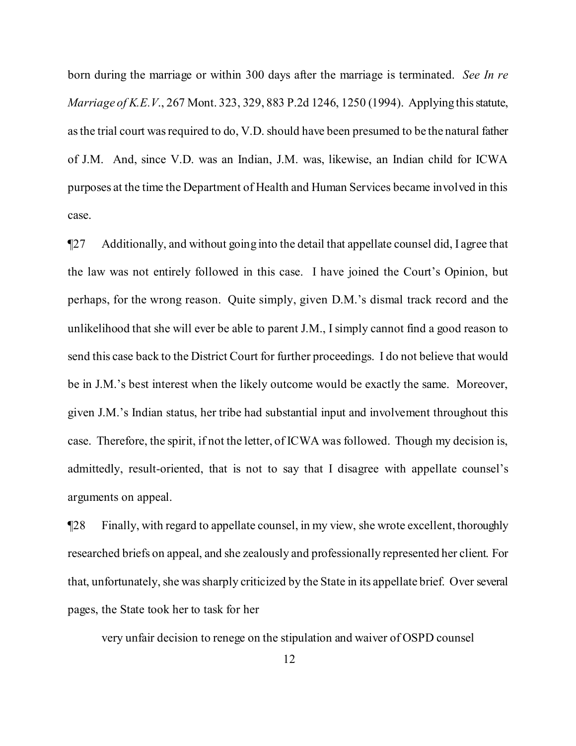born during the marriage or within 300 days after the marriage is terminated. *See In re Marriage of K.E.V.*, 267 Mont. 323, 329, 883 P.2d 1246, 1250 (1994). Applying this statute, as the trial court was required to do, V.D. should have been presumed to be the natural father of J.M. And, since V.D. was an Indian, J.M. was, likewise, an Indian child for ICWA purposes at the time the Department of Health and Human Services became involved in this case.

¶27 Additionally, and without going into the detail that appellate counsel did, I agree that the law was not entirely followed in this case. I have joined the Court's Opinion, but perhaps, for the wrong reason. Quite simply, given D.M.'s dismal track record and the unlikelihood that she will ever be able to parent J.M., I simply cannot find a good reason to send this case back to the District Court for further proceedings. I do not believe that would be in J.M.'s best interest when the likely outcome would be exactly the same. Moreover, given J.M.'s Indian status, her tribe had substantial input and involvement throughout this case. Therefore, the spirit, if not the letter, of ICWA was followed. Though my decision is, admittedly, result-oriented, that is not to say that I disagree with appellate counsel's arguments on appeal.

¶28 Finally, with regard to appellate counsel, in my view, she wrote excellent, thoroughly researched briefs on appeal, and she zealously and professionally represented her client. For that, unfortunately, she was sharply criticized by the State in its appellate brief. Over several pages, the State took her to task for her

> very unfair decision to renege on the stipulation and waiver of OSPD counsel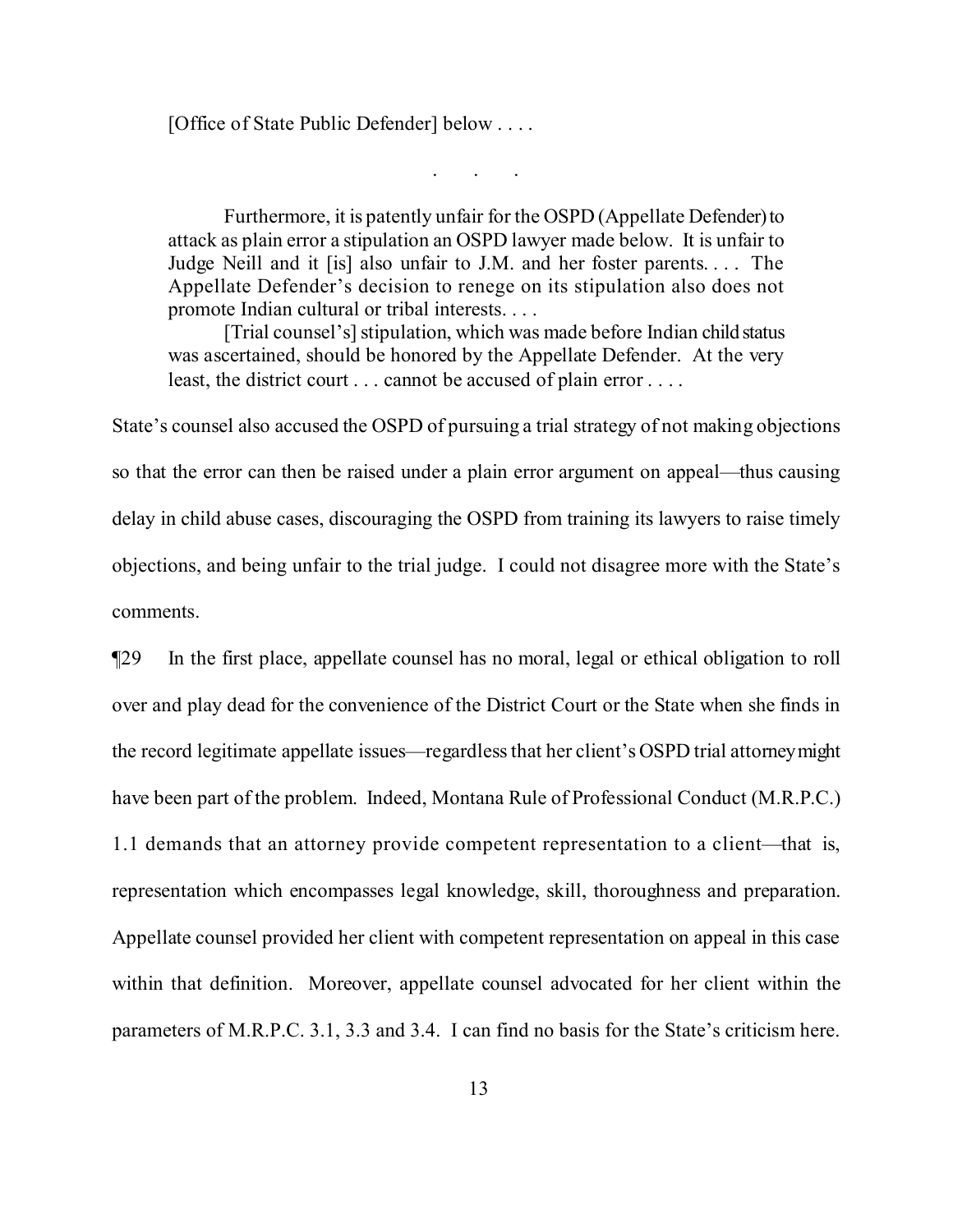[Office of State Public Defender] below . . . .

. . .

> Furthermore, it is patently unfair for the OSPD (Appellate Defender) to attack as plain error a stipulation an OSPD lawyer made below. It is unfair to Judge Neill and it [is] also unfair to J.M. and her foster parents. . . . The Appellate Defender's decision to renege on its stipulation also does not promote Indian cultural or tribal interests. . . .
>
> [Trial counsel's] stipulation, which was made before Indian child status was ascertained, should be honored by the Appellate Defender. At the very least, the district court . . . cannot be accused of plain error . . . .

State's counsel also accused the OSPD of pursuing a trial strategy of not making objections so that the error can then be raised under a plain error argument on appeal—thus causing delay in child abuse cases, discouraging the OSPD from training its lawyers to raise timely objections, and being unfair to the trial judge. I could not disagree more with the State's comments.

¶29 In the first place, appellate counsel has no moral, legal or ethical obligation to roll over and play dead for the convenience of the District Court or the State when she finds in the record legitimate appellate issues—regardless that her client's OSPD trial attorney might have been part of the problem. Indeed, Montana Rule of Professional Conduct (M.R.P.C.) 1.1 demands that an attorney provide competent representation to a client—that is, representation which encompasses legal knowledge, skill, thoroughness and preparation. Appellate counsel provided her client with competent representation on appeal in this case within that definition. Moreover, appellate counsel advocated for her client within the parameters of M.R.P.C. 3.1, 3.3 and 3.4. I can find no basis for the State's criticism here.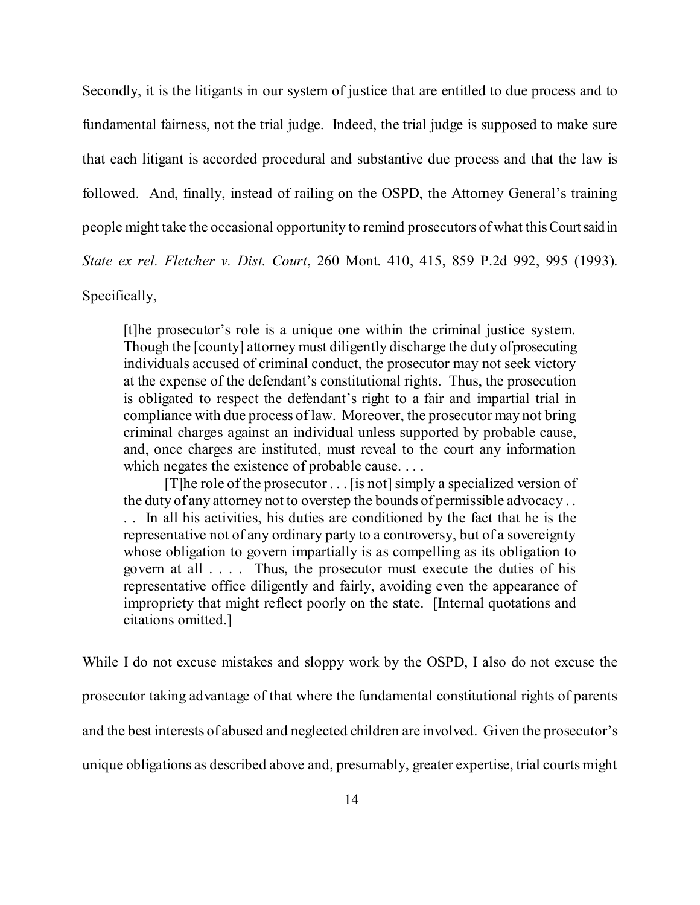Secondly, it is the litigants in our system of justice that are entitled to due process and to fundamental fairness, not the trial judge. Indeed, the trial judge is supposed to make sure that each litigant is accorded procedural and substantive due process and that the law is followed. And, finally, instead of railing on the OSPD, the Attorney General's training people might take the occasional opportunity to remind prosecutors of what this Court said in *State ex rel. Fletcher v. Dist. Court*, 260 Mont. 410, 415, 859 P.2d 992, 995 (1993). Specifically,

> [t]he prosecutor's role is a unique one within the criminal justice system. Though the [county] attorney must diligently discharge the duty of prosecuting individuals accused of criminal conduct, the prosecutor may not seek victory at the expense of the defendant's constitutional rights. Thus, the prosecution is obligated to respect the defendant's right to a fair and impartial trial in compliance with due process of law. Moreover, the prosecutor may not bring criminal charges against an individual unless supported by probable cause, and, once charges are instituted, must reveal to the court any information which negates the existence of probable cause. . . .
>
> [T]he role of the prosecutor . . . [is not] simply a specialized version of the duty of any attorney not to overstep the bounds of permissible advocacy . . . . In all his activities, his duties are conditioned by the fact that he is the representative not of any ordinary party to a controversy, but of a sovereignty whose obligation to govern impartially is as compelling as its obligation to govern at all . . . . Thus, the prosecutor must execute the duties of his representative office diligently and fairly, avoiding even the appearance of impropriety that might reflect poorly on the state. [Internal quotations and citations omitted.]

While I do not excuse mistakes and sloppy work by the OSPD, I also do not excuse the prosecutor taking advantage of that where the fundamental constitutional rights of parents and the best interests of abused and neglected children are involved. Given the prosecutor's unique obligations as described above and, presumably, greater expertise, trial courts might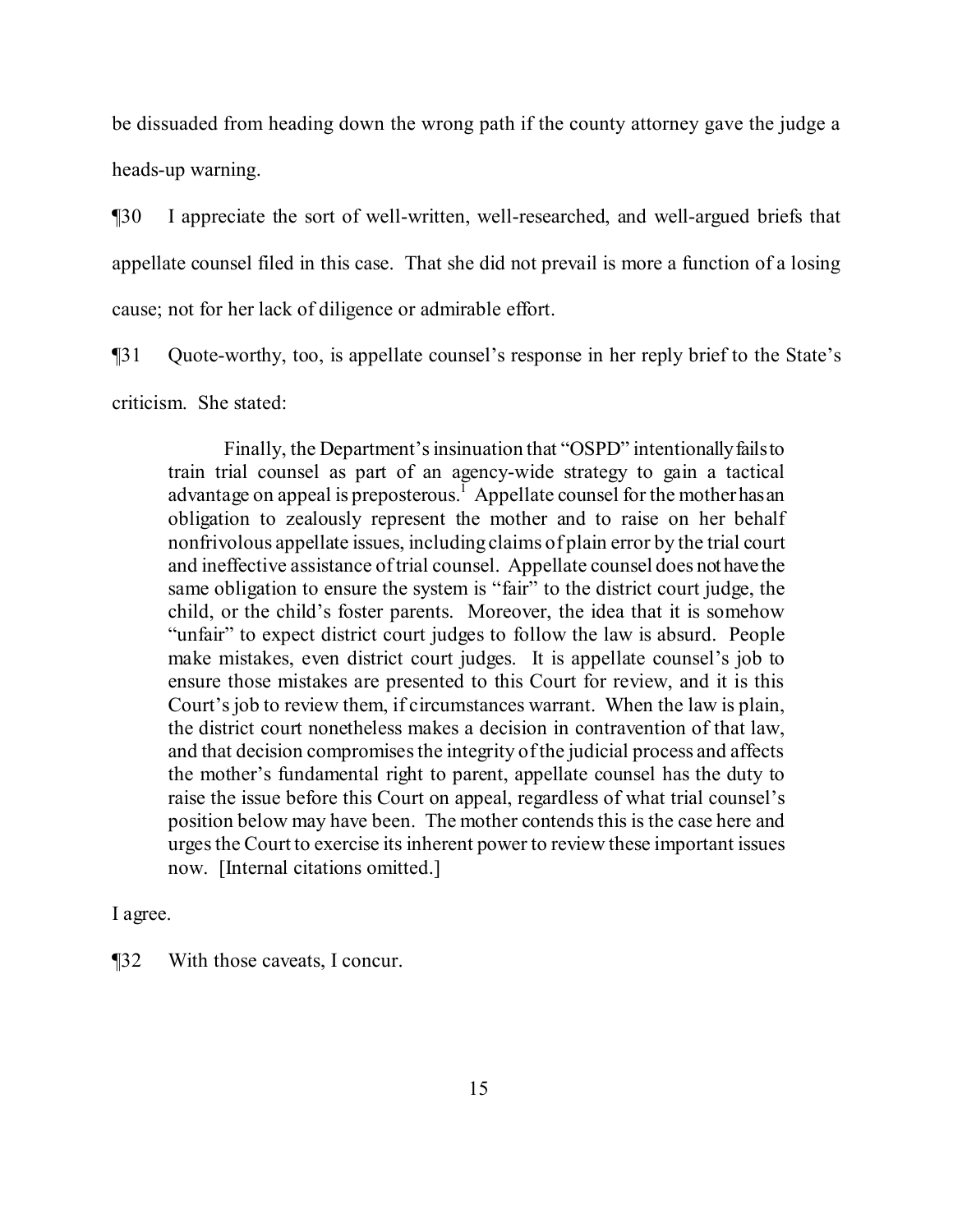be dissuaded from heading down the wrong path if the county attorney gave the judge a heads-up warning.

¶30 I appreciate the sort of well-written, well-researched, and well-argued briefs that appellate counsel filed in this case. That she did not prevail is more a function of a losing cause; not for her lack of diligence or admirable effort.

¶31 Quote-worthy, too, is appellate counsel's response in her reply brief to the State's criticism. She stated:

> Finally, the Department's insinuation that "OSPD" intentionally fails to train trial counsel as part of an agency-wide strategy to gain a tactical advantage on appeal is preposterous.[1] Appellate counsel for the mother has an obligation to zealously represent the mother and to raise on her behalf nonfrivolous appellate issues, including claims of plain error by the trial court and ineffective assistance of trial counsel. Appellate counsel does not have the same obligation to ensure the system is "fair" to the district court judge, the child, or the child's foster parents. Moreover, the idea that it is somehow "unfair" to expect district court judges to follow the law is absurd. People make mistakes, even district court judges. It is appellate counsel's job to ensure those mistakes are presented to this Court for review, and it is this Court's job to review them, if circumstances warrant. When the law is plain, the district court nonetheless makes a decision in contravention of that law, and that decision compromises the integrity of the judicial process and affects the mother's fundamental right to parent, appellate counsel has the duty to raise the issue before this Court on appeal, regardless of what trial counsel's position below may have been. The mother contends this is the case here and urges the Court to exercise its inherent power to review these important issues now. [Internal citations omitted.]

I agree.

¶32 With those caveats, I concur.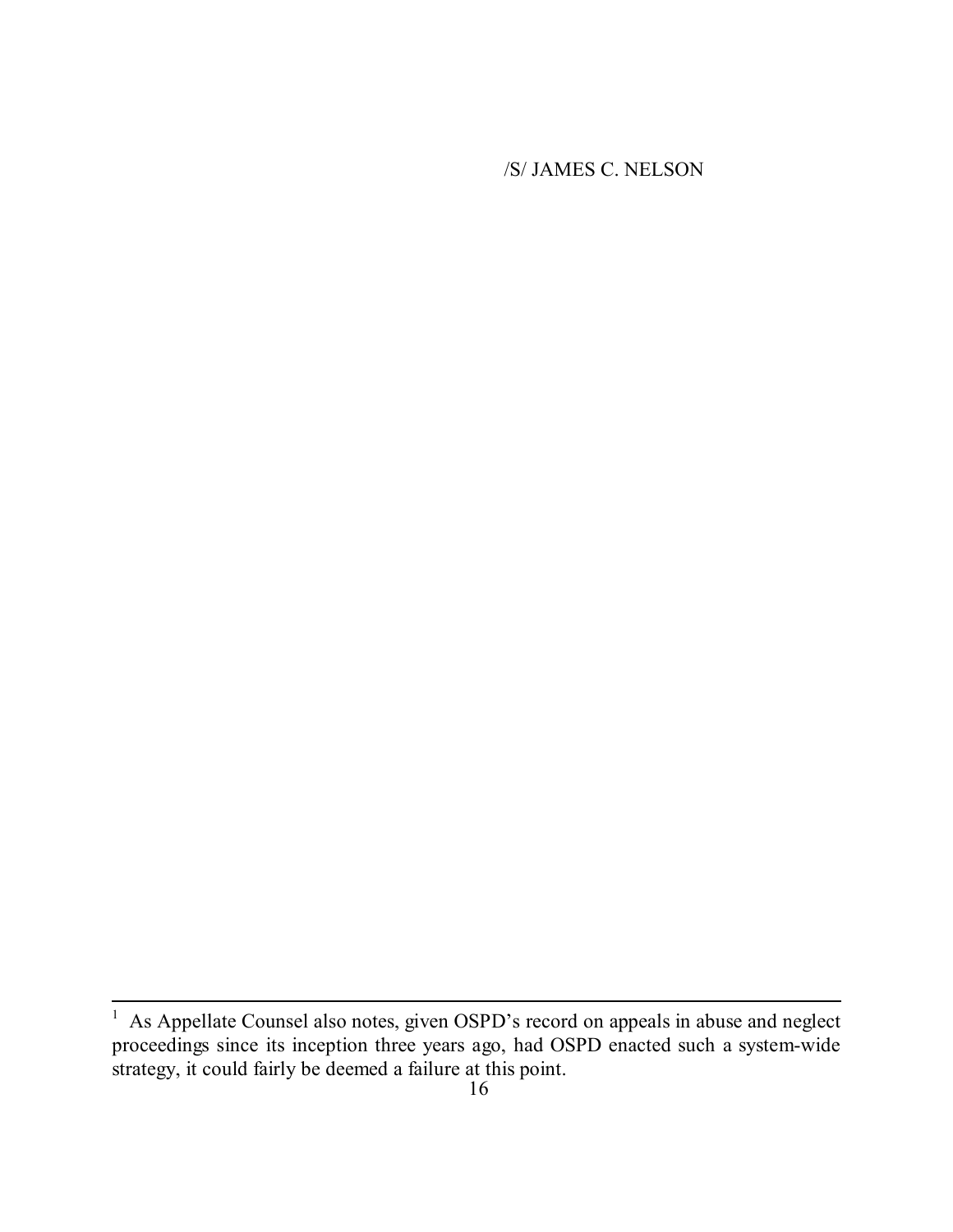/S/ JAMES C. NELSON

---

[1] As Appellate Counsel also notes, given OSPD's record on appeals in abuse and neglect proceedings since its inception three years ago, had OSPD enacted such a system-wide strategy, it could fairly be deemed a failure at this point.